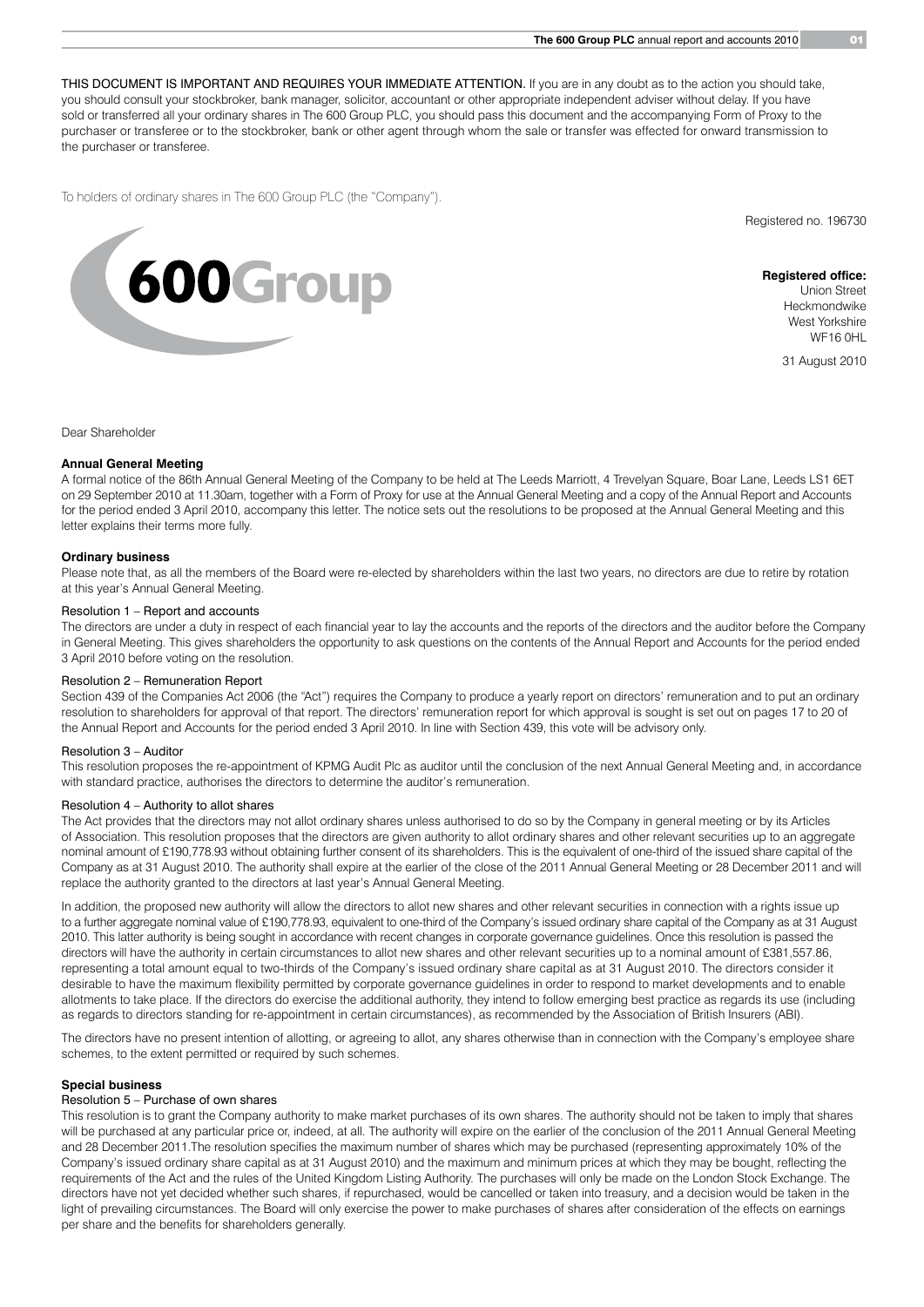THIS DOCUMENT IS IMPORTANT AND REQUIRES YOUR IMMEDIATE ATTENTION. If you are in any doubt as to the action you should take, you should consult your stockbroker, bank manager, solicitor, accountant or other appropriate independent adviser without delay. If you have sold or transferred all your ordinary shares in The 600 Group PLC, you should pass this document and the accompanying Form of Proxy to the purchaser or transferee or to the stockbroker, bank or other agent through whom the sale or transfer was effected for onward transmission to the purchaser or transferee.

To holders of ordinary shares in The 600 Group PLC (the "Company").

Registered no. 196730

**600Group**

**Registered office:**
Union Street
Heckmondwike
West Yorkshire
WF16 0HL

31 August 2010

Dear Shareholder

**Annual General Meeting**

A formal notice of the 86th Annual General Meeting of the Company to be held at The Leeds Marriott, 4 Trevelyan Square, Boar Lane, Leeds LS1 6ET on 29 September 2010 at 11.30am, together with a Form of Proxy for use at the Annual General Meeting and a copy of the Annual Report and Accounts for the period ended 3 April 2010, accompany this letter. The notice sets out the resolutions to be proposed at the Annual General Meeting and this letter explains their terms more fully.

**Ordinary business**

Please note that, as all the members of the Board were re-elected by shareholders within the last two years, no directors are due to retire by rotation at this year's Annual General Meeting.

Resolution 1 – Report and accounts

The directors are under a duty in respect of each financial year to lay the accounts and the reports of the directors and the auditor before the Company in General Meeting. This gives shareholders the opportunity to ask questions on the contents of the Annual Report and Accounts for the period ended 3 April 2010 before voting on the resolution.

Resolution 2 – Remuneration Report

Section 439 of the Companies Act 2006 (the "Act") requires the Company to produce a yearly report on directors' remuneration and to put an ordinary resolution to shareholders for approval of that report. The directors' remuneration report for which approval is sought is set out on pages 17 to 20 of the Annual Report and Accounts for the period ended 3 April 2010. In line with Section 439, this vote will be advisory only.

Resolution 3 – Auditor

This resolution proposes the re-appointment of KPMG Audit Plc as auditor until the conclusion of the next Annual General Meeting and, in accordance with standard practice, authorises the directors to determine the auditor's remuneration.

Resolution 4 – Authority to allot shares

The Act provides that the directors may not allot ordinary shares unless authorised to do so by the Company in general meeting or by its Articles of Association. This resolution proposes that the directors are given authority to allot ordinary shares and other relevant securities up to an aggregate nominal amount of £190,778.93 without obtaining further consent of its shareholders. This is the equivalent of one-third of the issued share capital of the Company as at 31 August 2010. The authority shall expire at the earlier of the close of the 2011 Annual General Meeting or 28 December 2011 and will replace the authority granted to the directors at last year's Annual General Meeting.

In addition, the proposed new authority will allow the directors to allot new shares and other relevant securities in connection with a rights issue up to a further aggregate nominal value of £190,778.93, equivalent to one-third of the Company's issued ordinary share capital of the Company as at 31 August 2010. This latter authority is being sought in accordance with recent changes in corporate governance guidelines. Once this resolution is passed the directors will have the authority in certain circumstances to allot new shares and other relevant securities up to a nominal amount of £381,557.86, representing a total amount equal to two-thirds of the Company's issued ordinary share capital as at 31 August 2010. The directors consider it desirable to have the maximum flexibility permitted by corporate governance guidelines in order to respond to market developments and to enable allotments to take place. If the directors do exercise the additional authority, they intend to follow emerging best practice as regards its use (including as regards to directors standing for re-appointment in certain circumstances), as recommended by the Association of British Insurers (ABI).

The directors have no present intention of allotting, or agreeing to allot, any shares otherwise than in connection with the Company's employee share schemes, to the extent permitted or required by such schemes.

**Special business**

Resolution 5 – Purchase of own shares

This resolution is to grant the Company authority to make market purchases of its own shares. The authority should not be taken to imply that shares will be purchased at any particular price or, indeed, at all. The authority will expire on the earlier of the conclusion of the 2011 Annual General Meeting and 28 December 2011.The resolution specifies the maximum number of shares which may be purchased (representing approximately 10% of the Company's issued ordinary share capital as at 31 August 2010) and the maximum and minimum prices at which they may be bought, reflecting the requirements of the Act and the rules of the United Kingdom Listing Authority. The purchases will only be made on the London Stock Exchange. The directors have not yet decided whether such shares, if repurchased, would be cancelled or taken into treasury, and a decision would be taken in the light of prevailing circumstances. The Board will only exercise the power to make purchases of shares after consideration of the effects on earnings per share and the benefits for shareholders generally.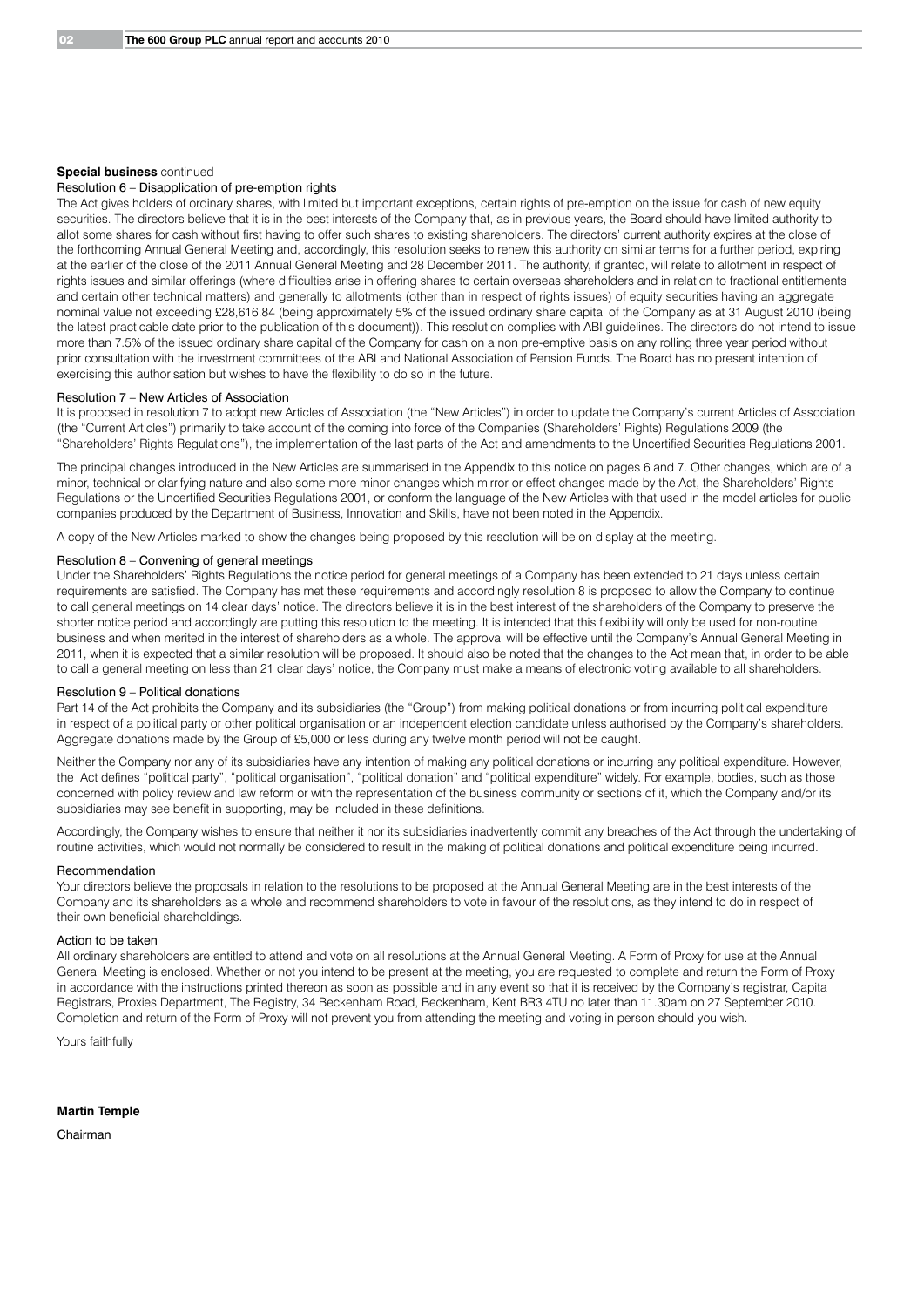**Special business** continued

Resolution 6 – Disapplication of pre-emption rights

The Act gives holders of ordinary shares, with limited but important exceptions, certain rights of pre-emption on the issue for cash of new equity securities. The directors believe that it is in the best interests of the Company that, as in previous years, the Board should have limited authority to allot some shares for cash without first having to offer such shares to existing shareholders. The directors' current authority expires at the close of the forthcoming Annual General Meeting and, accordingly, this resolution seeks to renew this authority on similar terms for a further period, expiring at the earlier of the close of the 2011 Annual General Meeting and 28 December 2011. The authority, if granted, will relate to allotment in respect of rights issues and similar offerings (where difficulties arise in offering shares to certain overseas shareholders and in relation to fractional entitlements and certain other technical matters) and generally to allotments (other than in respect of rights issues) of equity securities having an aggregate nominal value not exceeding £28,616.84 (being approximately 5% of the issued ordinary share capital of the Company as at 31 August 2010 (being the latest practicable date prior to the publication of this document)). This resolution complies with ABI guidelines. The directors do not intend to issue more than 7.5% of the issued ordinary share capital of the Company for cash on a non pre-emptive basis on any rolling three year period without prior consultation with the investment committees of the ABI and National Association of Pension Funds. The Board has no present intention of exercising this authorisation but wishes to have the flexibility to do so in the future.

Resolution 7 – New Articles of Association

It is proposed in resolution 7 to adopt new Articles of Association (the "New Articles") in order to update the Company's current Articles of Association (the "Current Articles") primarily to take account of the coming into force of the Companies (Shareholders' Rights) Regulations 2009 (the "Shareholders' Rights Regulations"), the implementation of the last parts of the Act and amendments to the Uncertified Securities Regulations 2001.

The principal changes introduced in the New Articles are summarised in the Appendix to this notice on pages 6 and 7. Other changes, which are of a minor, technical or clarifying nature and also some more minor changes which mirror or effect changes made by the Act, the Shareholders' Rights Regulations or the Uncertified Securities Regulations 2001, or conform the language of the New Articles with that used in the model articles for public companies produced by the Department of Business, Innovation and Skills, have not been noted in the Appendix.

A copy of the New Articles marked to show the changes being proposed by this resolution will be on display at the meeting.

Resolution 8 – Convening of general meetings

Under the Shareholders' Rights Regulations the notice period for general meetings of a Company has been extended to 21 days unless certain requirements are satisfied. The Company has met these requirements and accordingly resolution 8 is proposed to allow the Company to continue to call general meetings on 14 clear days' notice. The directors believe it is in the best interest of the shareholders of the Company to preserve the shorter notice period and accordingly are putting this resolution to the meeting. It is intended that this flexibility will only be used for non-routine business and when merited in the interest of shareholders as a whole. The approval will be effective until the Company's Annual General Meeting in 2011, when it is expected that a similar resolution will be proposed. It should also be noted that the changes to the Act mean that, in order to be able to call a general meeting on less than 21 clear days' notice, the Company must make a means of electronic voting available to all shareholders.

Resolution 9 – Political donations

Part 14 of the Act prohibits the Company and its subsidiaries (the "Group") from making political donations or from incurring political expenditure in respect of a political party or other political organisation or an independent election candidate unless authorised by the Company's shareholders. Aggregate donations made by the Group of £5,000 or less during any twelve month period will not be caught.

Neither the Company nor any of its subsidiaries have any intention of making any political donations or incurring any political expenditure. However, the Act defines "political party", "political organisation", "political donation" and "political expenditure" widely. For example, bodies, such as those concerned with policy review and law reform or with the representation of the business community or sections of it, which the Company and/or its subsidiaries may see benefit in supporting, may be included in these definitions.

Accordingly, the Company wishes to ensure that neither it nor its subsidiaries inadvertently commit any breaches of the Act through the undertaking of routine activities, which would not normally be considered to result in the making of political donations and political expenditure being incurred.

Recommendation

Your directors believe the proposals in relation to the resolutions to be proposed at the Annual General Meeting are in the best interests of the Company and its shareholders as a whole and recommend shareholders to vote in favour of the resolutions, as they intend to do in respect of their own beneficial shareholdings.

Action to be taken

All ordinary shareholders are entitled to attend and vote on all resolutions at the Annual General Meeting. A Form of Proxy for use at the Annual General Meeting is enclosed. Whether or not you intend to be present at the meeting, you are requested to complete and return the Form of Proxy in accordance with the instructions printed thereon as soon as possible and in any event so that it is received by the Company's registrar, Capita Registrars, Proxies Department, The Registry, 34 Beckenham Road, Beckenham, Kent BR3 4TU no later than 11.30am on 27 September 2010. Completion and return of the Form of Proxy will not prevent you from attending the meeting and voting in person should you wish.

Yours faithfully

**Martin Temple**

Chairman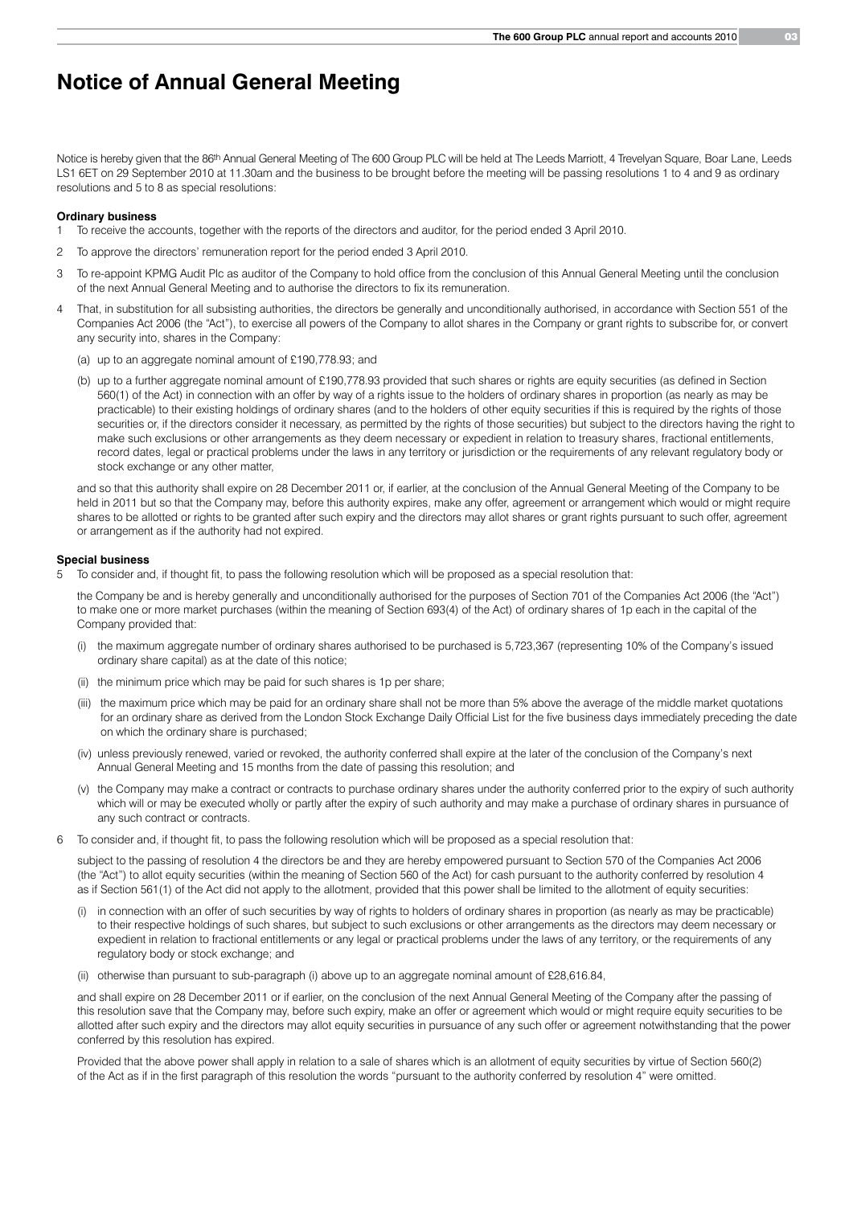# Notice of Annual General Meeting

Notice is hereby given that the 86th Annual General Meeting of The 600 Group PLC will be held at The Leeds Marriott, 4 Trevelyan Square, Boar Lane, Leeds LS1 6ET on 29 September 2010 at 11.30am and the business to be brought before the meeting will be passing resolutions 1 to 4 and 9 as ordinary resolutions and 5 to 8 as special resolutions:

**Ordinary business**

1 To receive the accounts, together with the reports of the directors and auditor, for the period ended 3 April 2010.

2 To approve the directors' remuneration report for the period ended 3 April 2010.

3 To re-appoint KPMG Audit Plc as auditor of the Company to hold office from the conclusion of this Annual General Meeting until the conclusion of the next Annual General Meeting and to authorise the directors to fix its remuneration.

4 That, in substitution for all subsisting authorities, the directors be generally and unconditionally authorised, in accordance with Section 551 of the Companies Act 2006 (the "Act"), to exercise all powers of the Company to allot shares in the Company or grant rights to subscribe for, or convert any security into, shares in the Company:

(a) up to an aggregate nominal amount of £190,778.93; and

(b) up to a further aggregate nominal amount of £190,778.93 provided that such shares or rights are equity securities (as defined in Section 560(1) of the Act) in connection with an offer by way of a rights issue to the holders of ordinary shares in proportion (as nearly as may be practicable) to their existing holdings of ordinary shares (and to the holders of other equity securities if this is required by the rights of those securities or, if the directors consider it necessary, as permitted by the rights of those securities) but subject to the directors having the right to make such exclusions or other arrangements as they deem necessary or expedient in relation to treasury shares, fractional entitlements, record dates, legal or practical problems under the laws in any territory or jurisdiction or the requirements of any relevant regulatory body or stock exchange or any other matter,

and so that this authority shall expire on 28 December 2011 or, if earlier, at the conclusion of the Annual General Meeting of the Company to be held in 2011 but so that the Company may, before this authority expires, make any offer, agreement or arrangement which would or might require shares to be allotted or rights to be granted after such expiry and the directors may allot shares or grant rights pursuant to such offer, agreement or arrangement as if the authority had not expired.

**Special business**

5 To consider and, if thought fit, to pass the following resolution which will be proposed as a special resolution that:

the Company be and is hereby generally and unconditionally authorised for the purposes of Section 701 of the Companies Act 2006 (the "Act") to make one or more market purchases (within the meaning of Section 693(4) of the Act) of ordinary shares of 1p each in the capital of the Company provided that:

(i) the maximum aggregate number of ordinary shares authorised to be purchased is 5,723,367 (representing 10% of the Company's issued ordinary share capital) as at the date of this notice;

(ii) the minimum price which may be paid for such shares is 1p per share;

(iii) the maximum price which may be paid for an ordinary share shall not be more than 5% above the average of the middle market quotations for an ordinary share as derived from the London Stock Exchange Daily Official List for the five business days immediately preceding the date on which the ordinary share is purchased;

(iv) unless previously renewed, varied or revoked, the authority conferred shall expire at the later of the conclusion of the Company's next Annual General Meeting and 15 months from the date of passing this resolution; and

(v) the Company may make a contract or contracts to purchase ordinary shares under the authority conferred prior to the expiry of such authority which will or may be executed wholly or partly after the expiry of such authority and may make a purchase of ordinary shares in pursuance of any such contract or contracts.

6 To consider and, if thought fit, to pass the following resolution which will be proposed as a special resolution that:

subject to the passing of resolution 4 the directors be and they are hereby empowered pursuant to Section 570 of the Companies Act 2006 (the "Act") to allot equity securities (within the meaning of Section 560 of the Act) for cash pursuant to the authority conferred by resolution 4 as if Section 561(1) of the Act did not apply to the allotment, provided that this power shall be limited to the allotment of equity securities:

(i) in connection with an offer of such securities by way of rights to holders of ordinary shares in proportion (as nearly as may be practicable) to their respective holdings of such shares, but subject to such exclusions or other arrangements as the directors may deem necessary or expedient in relation to fractional entitlements or any legal or practical problems under the laws of any territory, or the requirements of any regulatory body or stock exchange; and

(ii) otherwise than pursuant to sub-paragraph (i) above up to an aggregate nominal amount of £28,616.84,

and shall expire on 28 December 2011 or if earlier, on the conclusion of the next Annual General Meeting of the Company after the passing of this resolution save that the Company may, before such expiry, make an offer or agreement which would or might require equity securities to be allotted after such expiry and the directors may allot equity securities in pursuance of any such offer or agreement notwithstanding that the power conferred by this resolution has expired.

Provided that the above power shall apply in relation to a sale of shares which is an allotment of equity securities by virtue of Section 560(2) of the Act as if in the first paragraph of this resolution the words "pursuant to the authority conferred by resolution 4" were omitted.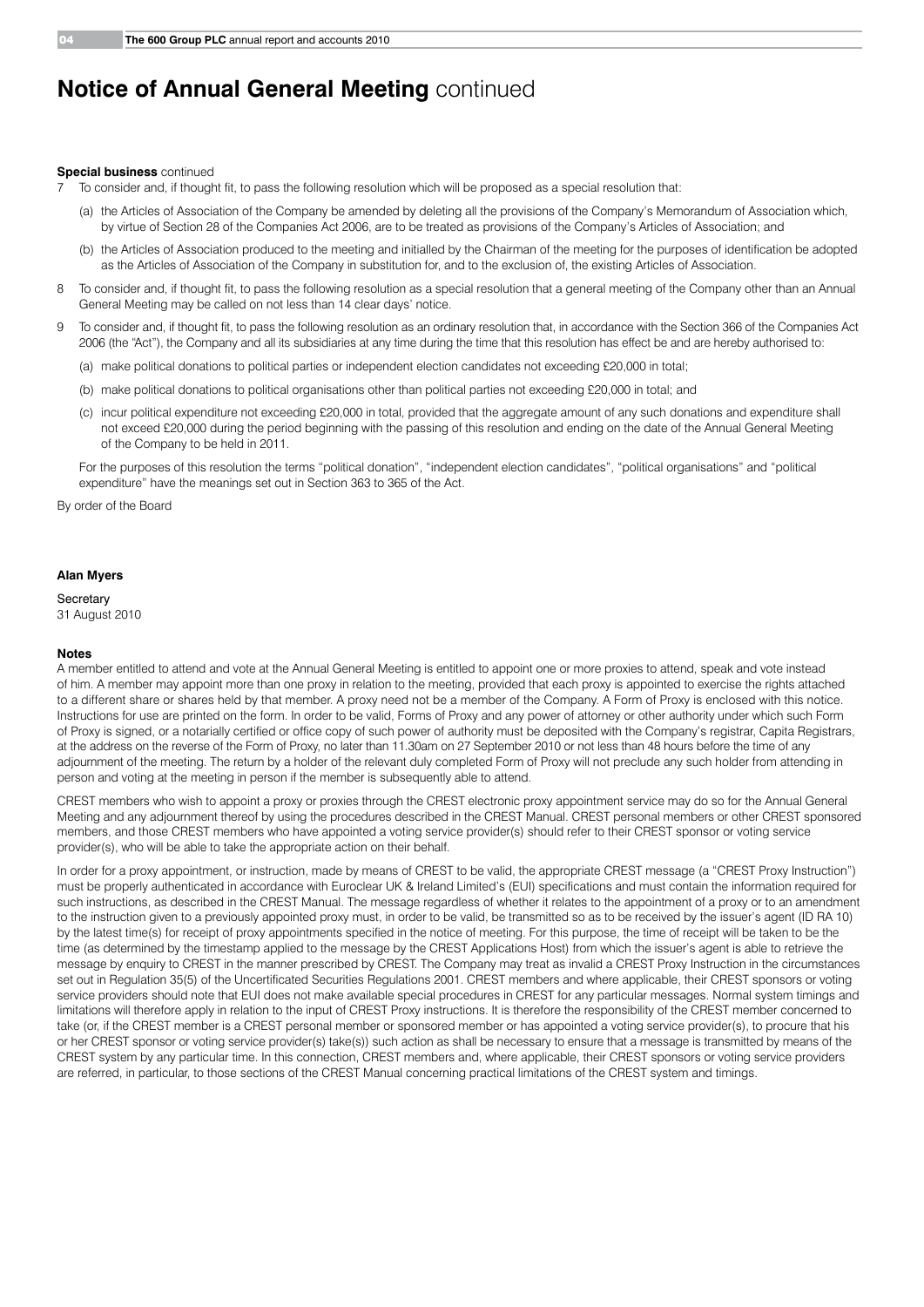# **Notice of Annual General Meeting** continued

**Special business** continued

7 To consider and, if thought fit, to pass the following resolution which will be proposed as a special resolution that:

   (a) the Articles of Association of the Company be amended by deleting all the provisions of the Company's Memorandum of Association which, by virtue of Section 28 of the Companies Act 2006, are to be treated as provisions of the Company's Articles of Association; and

   (b) the Articles of Association produced to the meeting and initialled by the Chairman of the meeting for the purposes of identification be adopted as the Articles of Association of the Company in substitution for, and to the exclusion of, the existing Articles of Association.

8 To consider and, if thought fit, to pass the following resolution as a special resolution that a general meeting of the Company other than an Annual General Meeting may be called on not less than 14 clear days' notice.

9 To consider and, if thought fit, to pass the following resolution as an ordinary resolution that, in accordance with the Section 366 of the Companies Act 2006 (the "Act"), the Company and all its subsidiaries at any time during the time that this resolution has effect be and are hereby authorised to:

   (a) make political donations to political parties or independent election candidates not exceeding £20,000 in total;

   (b) make political donations to political organisations other than political parties not exceeding £20,000 in total; and

   (c) incur political expenditure not exceeding £20,000 in total, provided that the aggregate amount of any such donations and expenditure shall not exceed £20,000 during the period beginning with the passing of this resolution and ending on the date of the Annual General Meeting of the Company to be held in 2011.

   For the purposes of this resolution the terms "political donation", "independent election candidates", "political organisations" and "political expenditure" have the meanings set out in Section 363 to 365 of the Act.

By order of the Board

**Alan Myers**

Secretary
31 August 2010

**Notes**

A member entitled to attend and vote at the Annual General Meeting is entitled to appoint one or more proxies to attend, speak and vote instead of him. A member may appoint more than one proxy in relation to the meeting, provided that each proxy is appointed to exercise the rights attached to a different share or shares held by that member. A proxy need not be a member of the Company. A Form of Proxy is enclosed with this notice. Instructions for use are printed on the form. In order to be valid, Forms of Proxy and any power of attorney or other authority under which such Form of Proxy is signed, or a notarially certified or office copy of such power of authority must be deposited with the Company's registrar, Capita Registrars, at the address on the reverse of the Form of Proxy, no later than 11.30am on 27 September 2010 or not less than 48 hours before the time of any adjournment of the meeting. The return by a holder of the relevant duly completed Form of Proxy will not preclude any such holder from attending in person and voting at the meeting in person if the member is subsequently able to attend.

CREST members who wish to appoint a proxy or proxies through the CREST electronic proxy appointment service may do so for the Annual General Meeting and any adjournment thereof by using the procedures described in the CREST Manual. CREST personal members or other CREST sponsored members, and those CREST members who have appointed a voting service provider(s) should refer to their CREST sponsor or voting service provider(s), who will be able to take the appropriate action on their behalf.

In order for a proxy appointment, or instruction, made by means of CREST to be valid, the appropriate CREST message (a "CREST Proxy Instruction") must be properly authenticated in accordance with Euroclear UK & Ireland Limited's (EUI) specifications and must contain the information required for such instructions, as described in the CREST Manual. The message regardless of whether it relates to the appointment of a proxy or to an amendment to the instruction given to a previously appointed proxy must, in order to be valid, be transmitted so as to be received by the issuer's agent (ID RA 10) by the latest time(s) for receipt of proxy appointments specified in the notice of meeting. For this purpose, the time of receipt will be taken to be the time (as determined by the timestamp applied to the message by the CREST Applications Host) from which the issuer's agent is able to retrieve the message by enquiry to CREST in the manner prescribed by CREST. The Company may treat as invalid a CREST Proxy Instruction in the circumstances set out in Regulation 35(5) of the Uncertificated Securities Regulations 2001. CREST members and where applicable, their CREST sponsors or voting service providers should note that EUI does not make available special procedures in CREST for any particular messages. Normal system timings and limitations will therefore apply in relation to the input of CREST Proxy instructions. It is therefore the responsibility of the CREST member concerned to take (or, if the CREST member is a CREST personal member or sponsored member or has appointed a voting service provider(s), to procure that his or her CREST sponsor or voting service provider(s) take(s)) such action as shall be necessary to ensure that a message is transmitted by means of the CREST system by any particular time. In this connection, CREST members and, where applicable, their CREST sponsors or voting service providers are referred, in particular, to those sections of the CREST Manual concerning practical limitations of the CREST system and timings.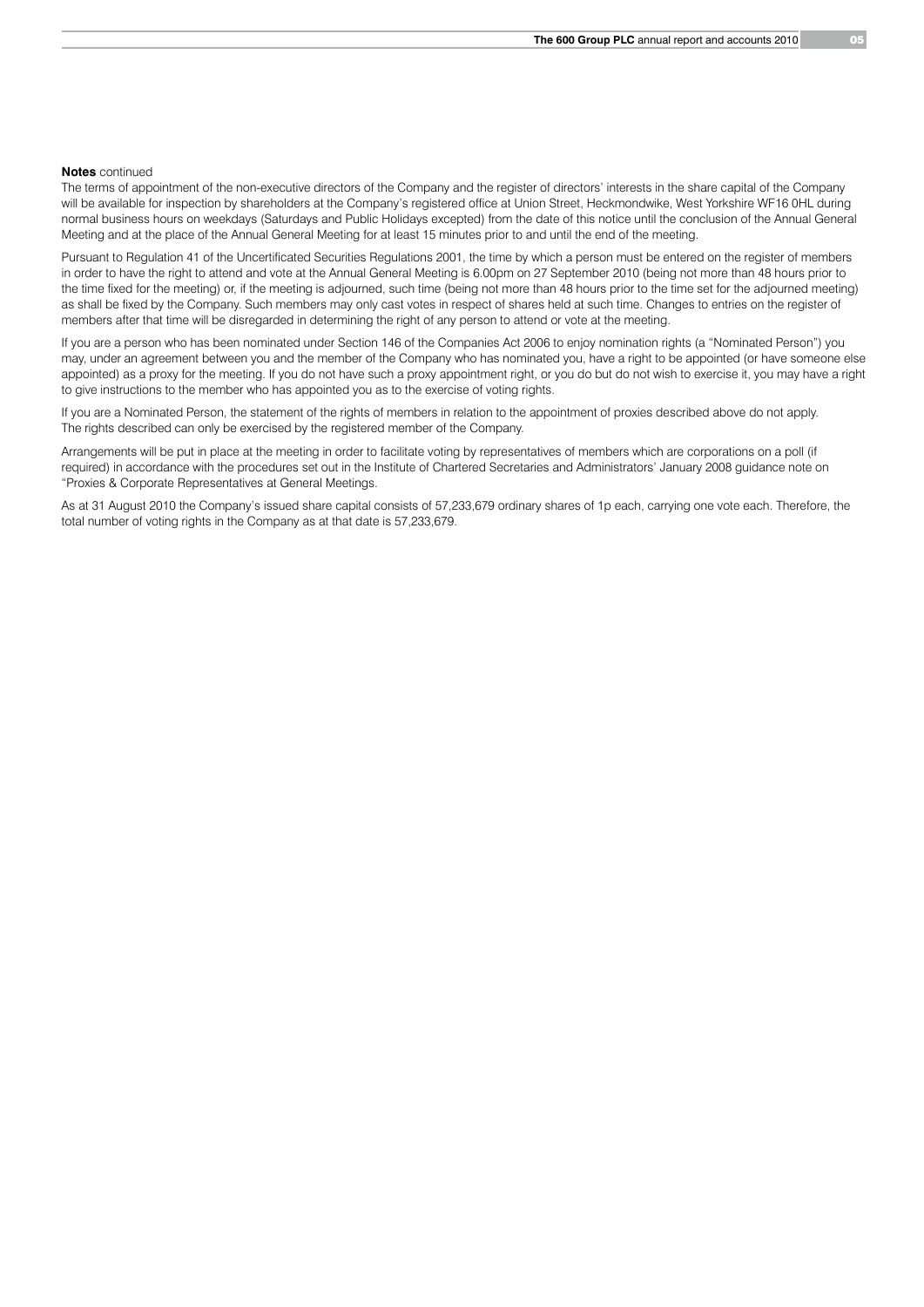**Notes** continued

The terms of appointment of the non-executive directors of the Company and the register of directors' interests in the share capital of the Company will be available for inspection by shareholders at the Company's registered office at Union Street, Heckmondwike, West Yorkshire WF16 0HL during normal business hours on weekdays (Saturdays and Public Holidays excepted) from the date of this notice until the conclusion of the Annual General Meeting and at the place of the Annual General Meeting for at least 15 minutes prior to and until the end of the meeting.

Pursuant to Regulation 41 of the Uncertificated Securities Regulations 2001, the time by which a person must be entered on the register of members in order to have the right to attend and vote at the Annual General Meeting is 6.00pm on 27 September 2010 (being not more than 48 hours prior to the time fixed for the meeting) or, if the meeting is adjourned, such time (being not more than 48 hours prior to the time set for the adjourned meeting) as shall be fixed by the Company. Such members may only cast votes in respect of shares held at such time. Changes to entries on the register of members after that time will be disregarded in determining the right of any person to attend or vote at the meeting.

If you are a person who has been nominated under Section 146 of the Companies Act 2006 to enjoy nomination rights (a "Nominated Person") you may, under an agreement between you and the member of the Company who has nominated you, have a right to be appointed (or have someone else appointed) as a proxy for the meeting. If you do not have such a proxy appointment right, or you do but do not wish to exercise it, you may have a right to give instructions to the member who has appointed you as to the exercise of voting rights.

If you are a Nominated Person, the statement of the rights of members in relation to the appointment of proxies described above do not apply. The rights described can only be exercised by the registered member of the Company.

Arrangements will be put in place at the meeting in order to facilitate voting by representatives of members which are corporations on a poll (if required) in accordance with the procedures set out in the Institute of Chartered Secretaries and Administrators' January 2008 guidance note on "Proxies & Corporate Representatives at General Meetings.

As at 31 August 2010 the Company's issued share capital consists of 57,233,679 ordinary shares of 1p each, carrying one vote each. Therefore, the total number of voting rights in the Company as at that date is 57,233,679.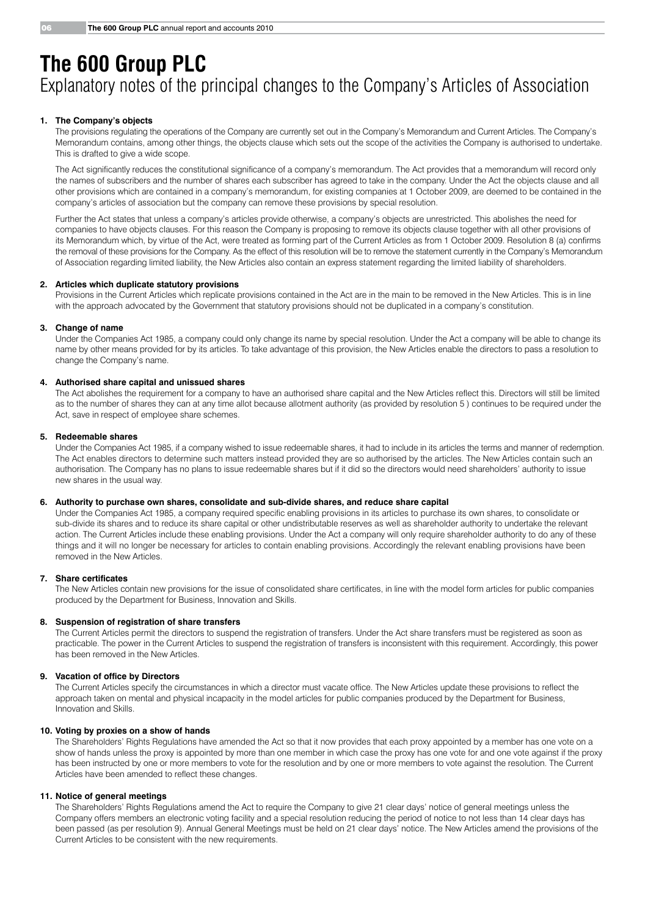# The 600 Group PLC

## Explanatory notes of the principal changes to the Company's Articles of Association

### 1. The Company's objects

The provisions regulating the operations of the Company are currently set out in the Company's Memorandum and Current Articles. The Company's Memorandum contains, among other things, the objects clause which sets out the scope of the activities the Company is authorised to undertake. This is drafted to give a wide scope.

The Act significantly reduces the constitutional significance of a company's memorandum. The Act provides that a memorandum will record only the names of subscribers and the number of shares each subscriber has agreed to take in the company. Under the Act the objects clause and all other provisions which are contained in a company's memorandum, for existing companies at 1 October 2009, are deemed to be contained in the company's articles of association but the company can remove these provisions by special resolution.

Further the Act states that unless a company's articles provide otherwise, a company's objects are unrestricted. This abolishes the need for companies to have objects clauses. For this reason the Company is proposing to remove its objects clause together with all other provisions of its Memorandum which, by virtue of the Act, were treated as forming part of the Current Articles as from 1 October 2009. Resolution 8 (a) confirms the removal of these provisions for the Company. As the effect of this resolution will be to remove the statement currently in the Company's Memorandum of Association regarding limited liability, the New Articles also contain an express statement regarding the limited liability of shareholders.

### 2. Articles which duplicate statutory provisions

Provisions in the Current Articles which replicate provisions contained in the Act are in the main to be removed in the New Articles. This is in line with the approach advocated by the Government that statutory provisions should not be duplicated in a company's constitution.

### 3. Change of name

Under the Companies Act 1985, a company could only change its name by special resolution. Under the Act a company will be able to change its name by other means provided for by its articles. To take advantage of this provision, the New Articles enable the directors to pass a resolution to change the Company's name.

### 4. Authorised share capital and unissued shares

The Act abolishes the requirement for a company to have an authorised share capital and the New Articles reflect this. Directors will still be limited as to the number of shares they can at any time allot because allotment authority (as provided by resolution 5 ) continues to be required under the Act, save in respect of employee share schemes.

### 5. Redeemable shares

Under the Companies Act 1985, if a company wished to issue redeemable shares, it had to include in its articles the terms and manner of redemption. The Act enables directors to determine such matters instead provided they are so authorised by the articles. The New Articles contain such an authorisation. The Company has no plans to issue redeemable shares but if it did so the directors would need shareholders' authority to issue new shares in the usual way.

### 6. Authority to purchase own shares, consolidate and sub-divide shares, and reduce share capital

Under the Companies Act 1985, a company required specific enabling provisions in its articles to purchase its own shares, to consolidate or sub-divide its shares and to reduce its share capital or other undistributable reserves as well as shareholder authority to undertake the relevant action. The Current Articles include these enabling provisions. Under the Act a company will only require shareholder authority to do any of these things and it will no longer be necessary for articles to contain enabling provisions. Accordingly the relevant enabling provisions have been removed in the New Articles.

### 7. Share certificates

The New Articles contain new provisions for the issue of consolidated share certificates, in line with the model form articles for public companies produced by the Department for Business, Innovation and Skills.

### 8. Suspension of registration of share transfers

The Current Articles permit the directors to suspend the registration of transfers. Under the Act share transfers must be registered as soon as practicable. The power in the Current Articles to suspend the registration of transfers is inconsistent with this requirement. Accordingly, this power has been removed in the New Articles.

### 9. Vacation of office by Directors

The Current Articles specify the circumstances in which a director must vacate office. The New Articles update these provisions to reflect the approach taken on mental and physical incapacity in the model articles for public companies produced by the Department for Business, Innovation and Skills.

### 10. Voting by proxies on a show of hands

The Shareholders' Rights Regulations have amended the Act so that it now provides that each proxy appointed by a member has one vote on a show of hands unless the proxy is appointed by more than one member in which case the proxy has one vote for and one vote against if the proxy has been instructed by one or more members to vote for the resolution and by one or more members to vote against the resolution. The Current Articles have been amended to reflect these changes.

### 11. Notice of general meetings

The Shareholders' Rights Regulations amend the Act to require the Company to give 21 clear days' notice of general meetings unless the Company offers members an electronic voting facility and a special resolution reducing the period of notice to not less than 14 clear days has been passed (as per resolution 9). Annual General Meetings must be held on 21 clear days' notice. The New Articles amend the provisions of the Current Articles to be consistent with the new requirements.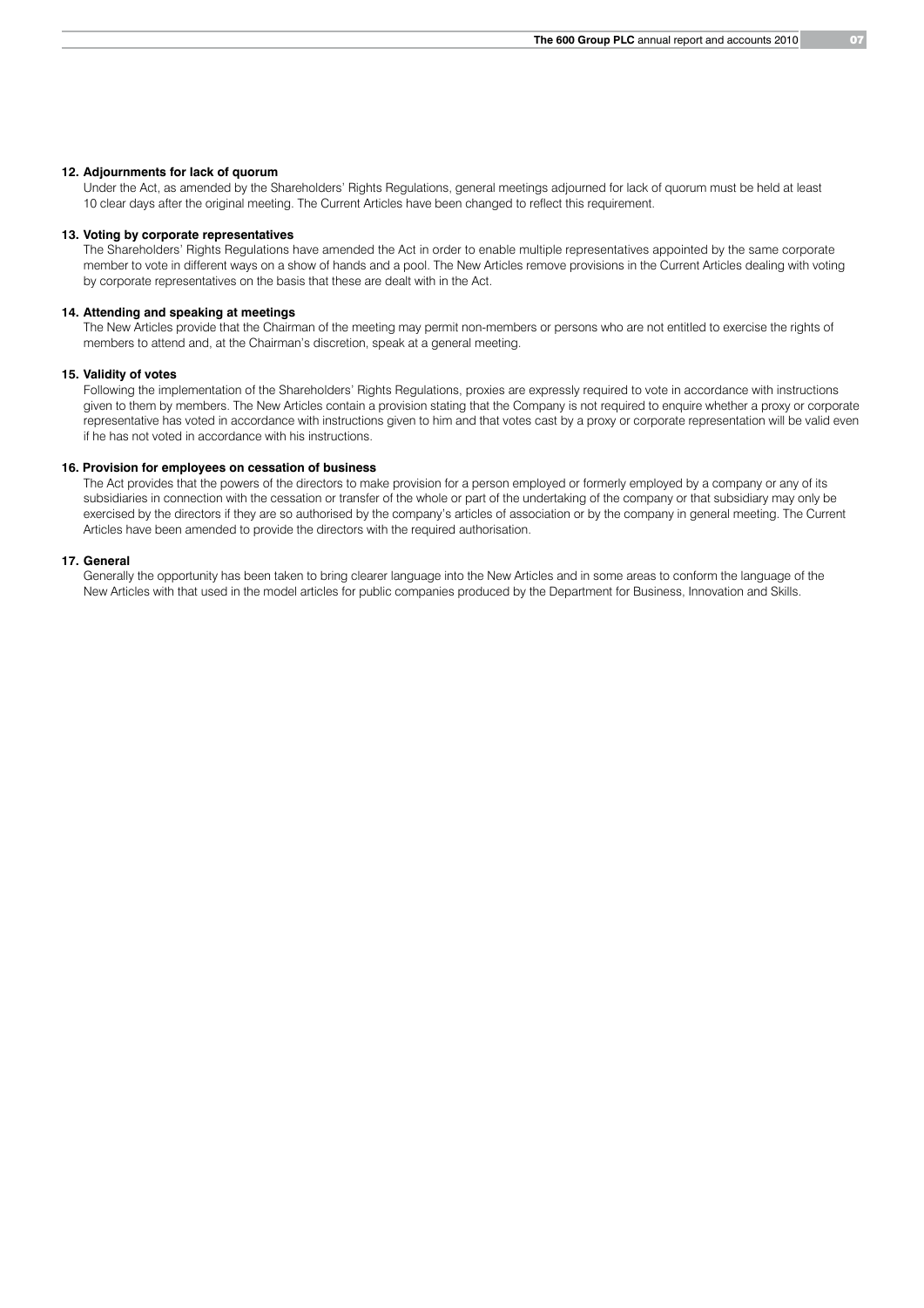**12. Adjournments for lack of quorum**

Under the Act, as amended by the Shareholders' Rights Regulations, general meetings adjourned for lack of quorum must be held at least 10 clear days after the original meeting. The Current Articles have been changed to reflect this requirement.

**13. Voting by corporate representatives**

The Shareholders' Rights Regulations have amended the Act in order to enable multiple representatives appointed by the same corporate member to vote in different ways on a show of hands and a pool. The New Articles remove provisions in the Current Articles dealing with voting by corporate representatives on the basis that these are dealt with in the Act.

**14. Attending and speaking at meetings**

The New Articles provide that the Chairman of the meeting may permit non-members or persons who are not entitled to exercise the rights of members to attend and, at the Chairman's discretion, speak at a general meeting.

**15. Validity of votes**

Following the implementation of the Shareholders' Rights Regulations, proxies are expressly required to vote in accordance with instructions given to them by members. The New Articles contain a provision stating that the Company is not required to enquire whether a proxy or corporate representative has voted in accordance with instructions given to him and that votes cast by a proxy or corporate representation will be valid even if he has not voted in accordance with his instructions.

**16. Provision for employees on cessation of business**

The Act provides that the powers of the directors to make provision for a person employed or formerly employed by a company or any of its subsidiaries in connection with the cessation or transfer of the whole or part of the undertaking of the company or that subsidiary may only be exercised by the directors if they are so authorised by the company's articles of association or by the company in general meeting. The Current Articles have been amended to provide the directors with the required authorisation.

**17. General**

Generally the opportunity has been taken to bring clearer language into the New Articles and in some areas to conform the language of the New Articles with that used in the model articles for public companies produced by the Department for Business, Innovation and Skills.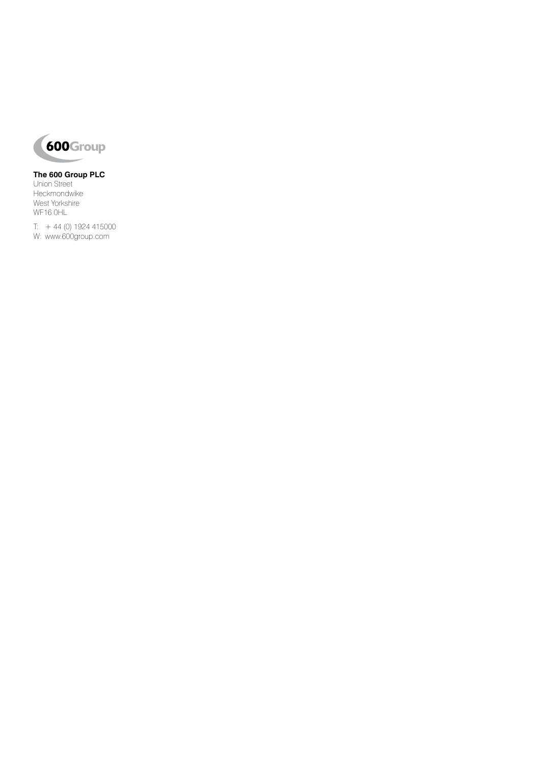600Group

**The 600 Group PLC**
Union Street
Heckmondwike
West Yorkshire
WF16 0HL

T: + 44 (0) 1924 415000
W: www.600group.com